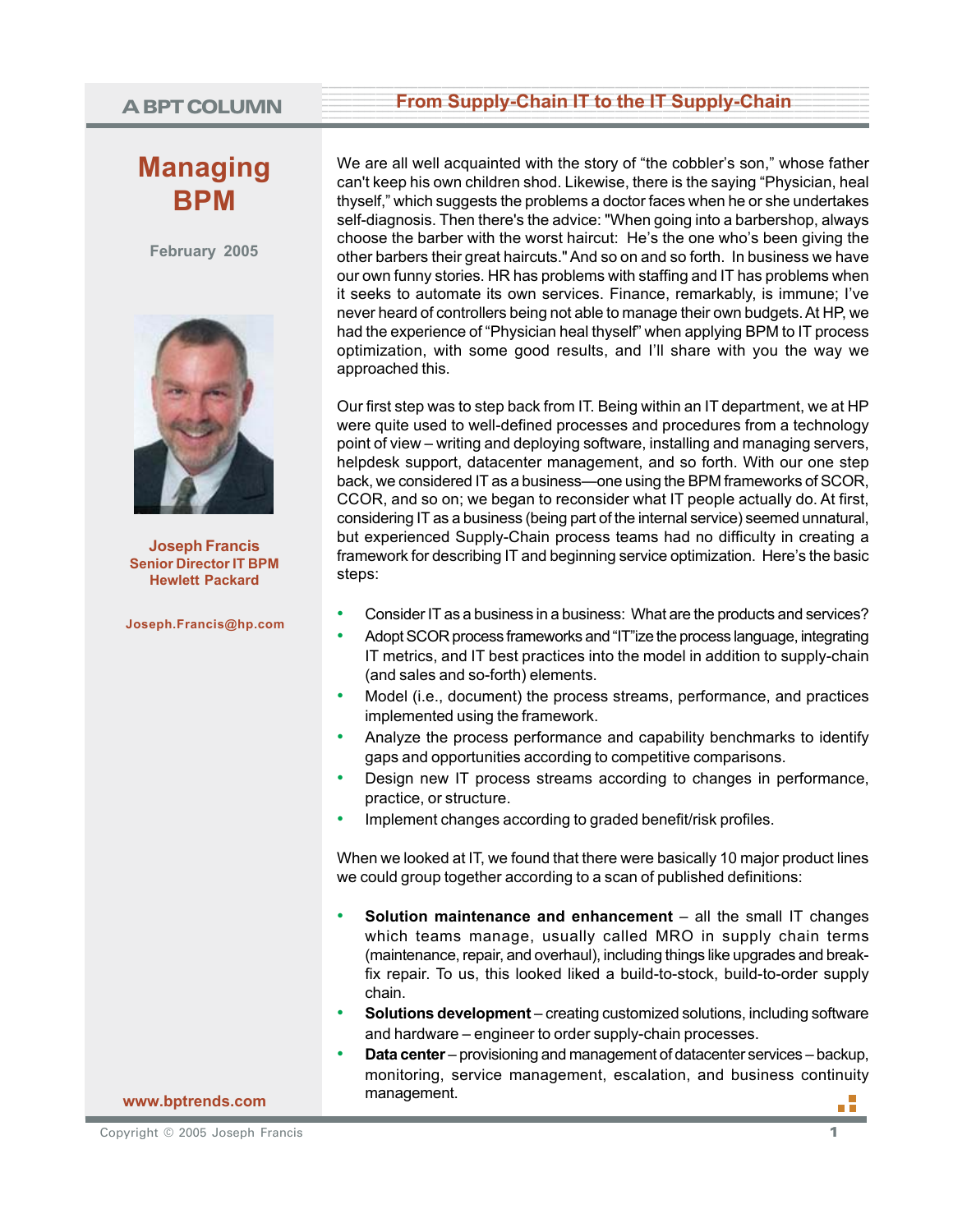A BPT COLUMN

## From Supply-Chain IT to the IT Supply-Chain

# Managing BPM

February 2005

**Joseph Francis**
**Senior Director IT BPM**
**Hewlett Packard**

**Joseph.Francis@hp.com**

We are all well acquainted with the story of “the cobbler’s son,” whose father can't keep his own children shod. Likewise, there is the saying “Physician, heal thyself,” which suggests the problems a doctor faces when he or she undertakes self-diagnosis. Then there's the advice: "When going into a barbershop, always choose the barber with the worst haircut: He’s the one who’s been giving the other barbers their great haircuts." And so on and so forth. In business we have our own funny stories. HR has problems with staffing and IT has problems when it seeks to automate its own services. Finance, remarkably, is immune; I’ve never heard of controllers being not able to manage their own budgets. At HP, we had the experience of “Physician heal thyself” when applying BPM to IT process optimization, with some good results, and I’ll share with you the way we approached this.

Our first step was to step back from IT. Being within an IT department, we at HP were quite used to well-defined processes and procedures from a technology point of view – writing and deploying software, installing and managing servers, helpdesk support, datacenter management, and so forth. With our one step back, we considered IT as a business—one using the BPM frameworks of SCOR, CCOR, and so on; we began to reconsider what IT people actually do. At first, considering IT as a business (being part of the internal service) seemed unnatural, but experienced Supply-Chain process teams had no difficulty in creating a framework for describing IT and beginning service optimization. Here’s the basic steps:

- Consider IT as a business in a business: What are the products and services?
- Adopt SCOR process frameworks and “IT”ize the process language, integrating IT metrics, and IT best practices into the model in addition to supply-chain (and sales and so-forth) elements.
- Model (i.e., document) the process streams, performance, and practices implemented using the framework.
- Analyze the process performance and capability benchmarks to identify gaps and opportunities according to competitive comparisons.
- Design new IT process streams according to changes in performance, practice, or structure.
- Implement changes according to graded benefit/risk profiles.

When we looked at IT, we found that there were basically 10 major product lines we could group together according to a scan of published definitions:

- **Solution maintenance and enhancement** – all the small IT changes which teams manage, usually called MRO in supply chain terms (maintenance, repair, and overhaul), including things like upgrades and break-fix repair. To us, this looked liked a build-to-stock, build-to-order supply chain.
- **Solutions development** – creating customized solutions, including software and hardware – engineer to order supply-chain processes.
- **Data center** – provisioning and management of datacenter services – backup, monitoring, service management, escalation, and business continuity management.

www.bptrends.com

Copyright © 2005 Joseph Francis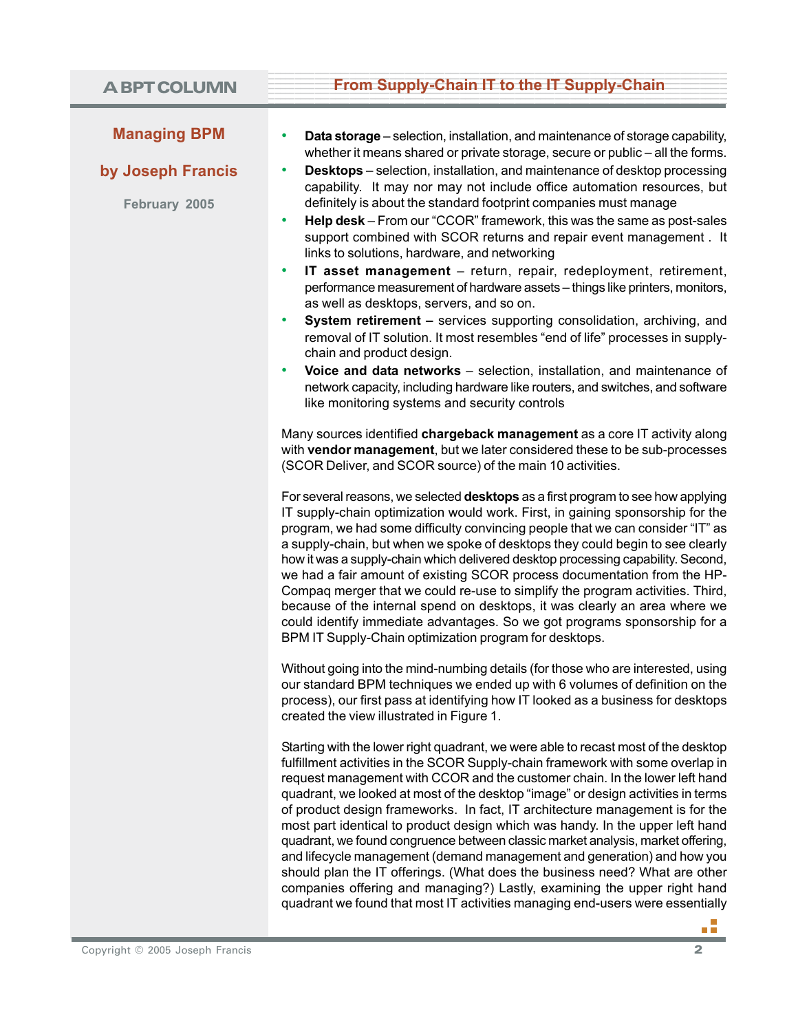- **Data storage** – selection, installation, and maintenance of storage capability, whether it means shared or private storage, secure or public – all the forms.
- **Desktops** – selection, installation, and maintenance of desktop processing capability. It may nor may not include office automation resources, but definitely is about the standard footprint companies must manage
- **Help desk** – From our "CCOR" framework, this was the same as post-sales support combined with SCOR returns and repair event management . It links to solutions, hardware, and networking
- **IT asset management** – return, repair, redeployment, retirement, performance measurement of hardware assets – things like printers, monitors, as well as desktops, servers, and so on.
- **System retirement –** services supporting consolidation, archiving, and removal of IT solution. It most resembles "end of life" processes in supply-chain and product design.
- **Voice and data networks** – selection, installation, and maintenance of network capacity, including hardware like routers, and switches, and software like monitoring systems and security controls

Many sources identified **chargeback management** as a core IT activity along with **vendor management**, but we later considered these to be sub-processes (SCOR Deliver, and SCOR source) of the main 10 activities.

For several reasons, we selected **desktops** as a first program to see how applying IT supply-chain optimization would work. First, in gaining sponsorship for the program, we had some difficulty convincing people that we can consider "IT" as a supply-chain, but when we spoke of desktops they could begin to see clearly how it was a supply-chain which delivered desktop processing capability. Second, we had a fair amount of existing SCOR process documentation from the HP-Compaq merger that we could re-use to simplify the program activities. Third, because of the internal spend on desktops, it was clearly an area where we could identify immediate advantages. So we got programs sponsorship for a BPM IT Supply-Chain optimization program for desktops.

Without going into the mind-numbing details (for those who are interested, using our standard BPM techniques we ended up with 6 volumes of definition on the process), our first pass at identifying how IT looked as a business for desktops created the view illustrated in Figure 1.

Starting with the lower right quadrant, we were able to recast most of the desktop fulfillment activities in the SCOR Supply-chain framework with some overlap in request management with CCOR and the customer chain. In the lower left hand quadrant, we looked at most of the desktop "image" or design activities in terms of product design frameworks. In fact, IT architecture management is for the most part identical to product design which was handy. In the upper left hand quadrant, we found congruence between classic market analysis, market offering, and lifecycle management (demand management and generation) and how you should plan the IT offerings. (What does the business need? What are other companies offering and managing?) Lastly, examining the upper right hand quadrant we found that most IT activities managing end-users were essentially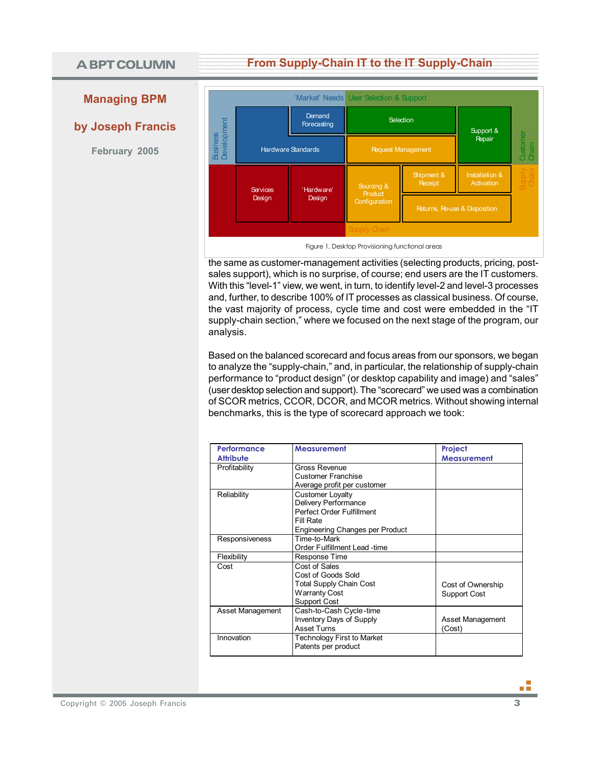Figure 1, Desktop Provisioning functional areas

the same as customer-management activities (selecting products, pricing, post-sales support), which is no surprise, of course; end users are the IT customers. With this "level-1" view, we went, in turn, to identify level-2 and level-3 processes and, further, to describe 100% of IT processes as classical business. Of course, the vast majority of process, cycle time and cost were embedded in the "IT supply-chain section," where we focused on the next stage of the program, our analysis.

Based on the balanced scorecard and focus areas from our sponsors, we began to analyze the "supply-chain," and, in particular, the relationship of supply-chain performance to "product design" (or desktop capability and image) and "sales" (user desktop selection and support). The "scorecard" we used was a combination of SCOR metrics, CCOR, DCOR, and MCOR metrics. Without showing internal benchmarks, this is the type of scorecard approach we took:

| Performance Attribute | Measurement | Project Measurement |
|---|---|---|
| Profitability | Gross Revenue<br>Customer Franchise<br>Average profit per customer | |
| Reliability | Customer Loyalty<br>Delivery Performance<br>Perfect Order Fulfillment<br>Fill Rate<br>Engineering Changes per Product | |
| Responsiveness | Time-to-Mark<br>Order Fulfillment Lead -time | |
| Flexibility | Response Time | |
| Cost | Cost of Sales<br>Cost of Goods Sold<br>Total Supply Chain Cost<br>Warranty Cost<br>Support Cost | Cost of Ownership<br>Support Cost |
| Asset Management | Cash-to-Cash Cycle-time<br>Inventory Days of Supply<br>Asset Turns | Asset Management (Cost) |
| Innovation | Technology First to Market<br>Patents per product | |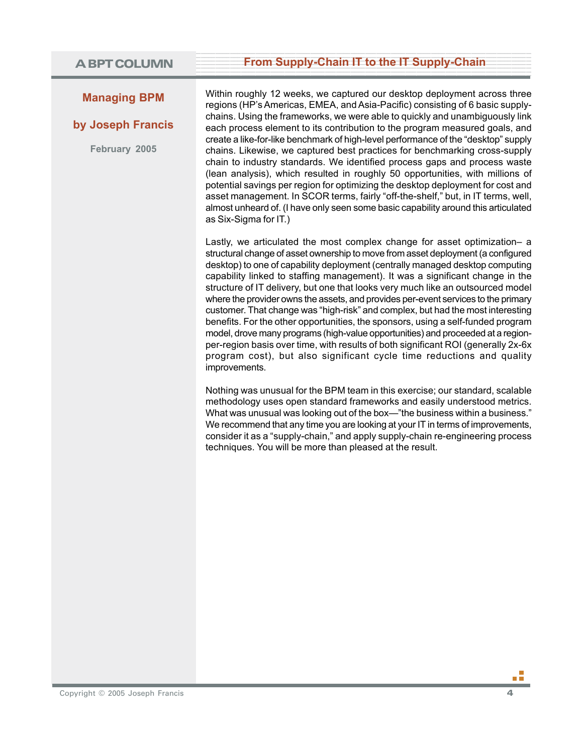Within roughly 12 weeks, we captured our desktop deployment across three regions (HP's Americas, EMEA, and Asia-Pacific) consisting of 6 basic supply-chains. Using the frameworks, we were able to quickly and unambiguously link each process element to its contribution to the program measured goals, and create a like-for-like benchmark of high-level performance of the "desktop" supply chains. Likewise, we captured best practices for benchmarking cross-supply chain to industry standards. We identified process gaps and process waste (lean analysis), which resulted in roughly 50 opportunities, with millions of potential savings per region for optimizing the desktop deployment for cost and asset management. In SCOR terms, fairly "off-the-shelf," but, in IT terms, well, almost unheard of. (I have only seen some basic capability around this articulated as Six-Sigma for IT.)

Lastly, we articulated the most complex change for asset optimization– a structural change of asset ownership to move from asset deployment (a configured desktop) to one of capability deployment (centrally managed desktop computing capability linked to staffing management). It was a significant change in the structure of IT delivery, but one that looks very much like an outsourced model where the provider owns the assets, and provides per-event services to the primary customer. That change was "high-risk" and complex, but had the most interesting benefits. For the other opportunities, the sponsors, using a self-funded program model, drove many programs (high-value opportunities) and proceeded at a region-per-region basis over time, with results of both significant ROI (generally 2x-6x program cost), but also significant cycle time reductions and quality improvements.

Nothing was unusual for the BPM team in this exercise; our standard, scalable methodology uses open standard frameworks and easily understood metrics. What was unusual was looking out of the box—"the business within a business." We recommend that any time you are looking at your IT in terms of improvements, consider it as a "supply-chain," and apply supply-chain re-engineering process techniques. You will be more than pleased at the result.